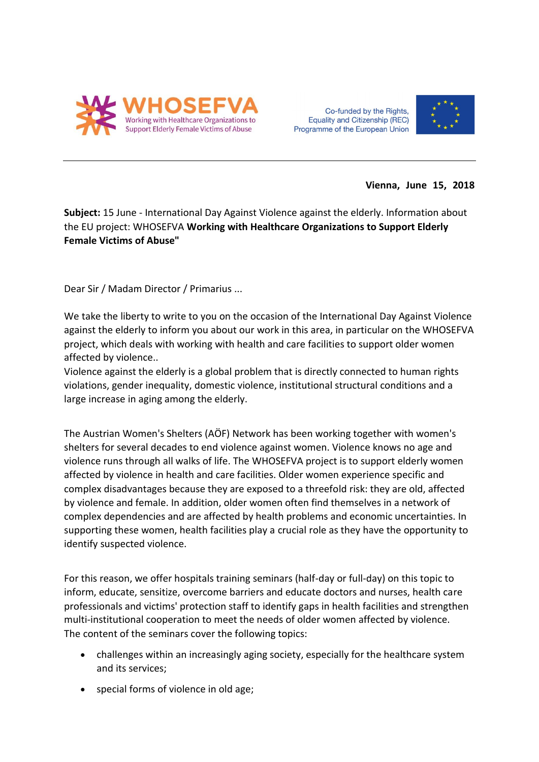WHOSEFVA
Working with Healthcare Organizations to Support Elderly Female Victims of Abuse

Co-funded by the Rights, Equality and Citizenship (REC) Programme of the European Union

---

**Vienna, June 15, 2018**

**Subject:** 15 June - International Day Against Violence against the elderly. Information about the EU project: WHOSEFVA **Working with Healthcare Organizations to Support Elderly Female Victims of Abuse"**

Dear Sir / Madam Director / Primarius ...

We take the liberty to write to you on the occasion of the International Day Against Violence against the elderly to inform you about our work in this area, in particular on the WHOSEFVA project, which deals with working with health and care facilities to support older women affected by violence..
Violence against the elderly is a global problem that is directly connected to human rights violations, gender inequality, domestic violence, institutional structural conditions and a large increase in aging among the elderly.

The Austrian Women's Shelters (AÖF) Network has been working together with women's shelters for several decades to end violence against women. Violence knows no age and violence runs through all walks of life. The WHOSEFVA project is to support elderly women affected by violence in health and care facilities. Older women experience specific and complex disadvantages because they are exposed to a threefold risk: they are old, affected by violence and female. In addition, older women often find themselves in a network of complex dependencies and are affected by health problems and economic uncertainties. In supporting these women, health facilities play a crucial role as they have the opportunity to identify suspected violence.

For this reason, we offer hospitals training seminars (half-day or full-day) on this topic to inform, educate, sensitize, overcome barriers and educate doctors and nurses, health care professionals and victims' protection staff to identify gaps in health facilities and strengthen multi-institutional cooperation to meet the needs of older women affected by violence.
The content of the seminars cover the following topics:

- challenges within an increasingly aging society, especially for the healthcare system and its services;
- special forms of violence in old age;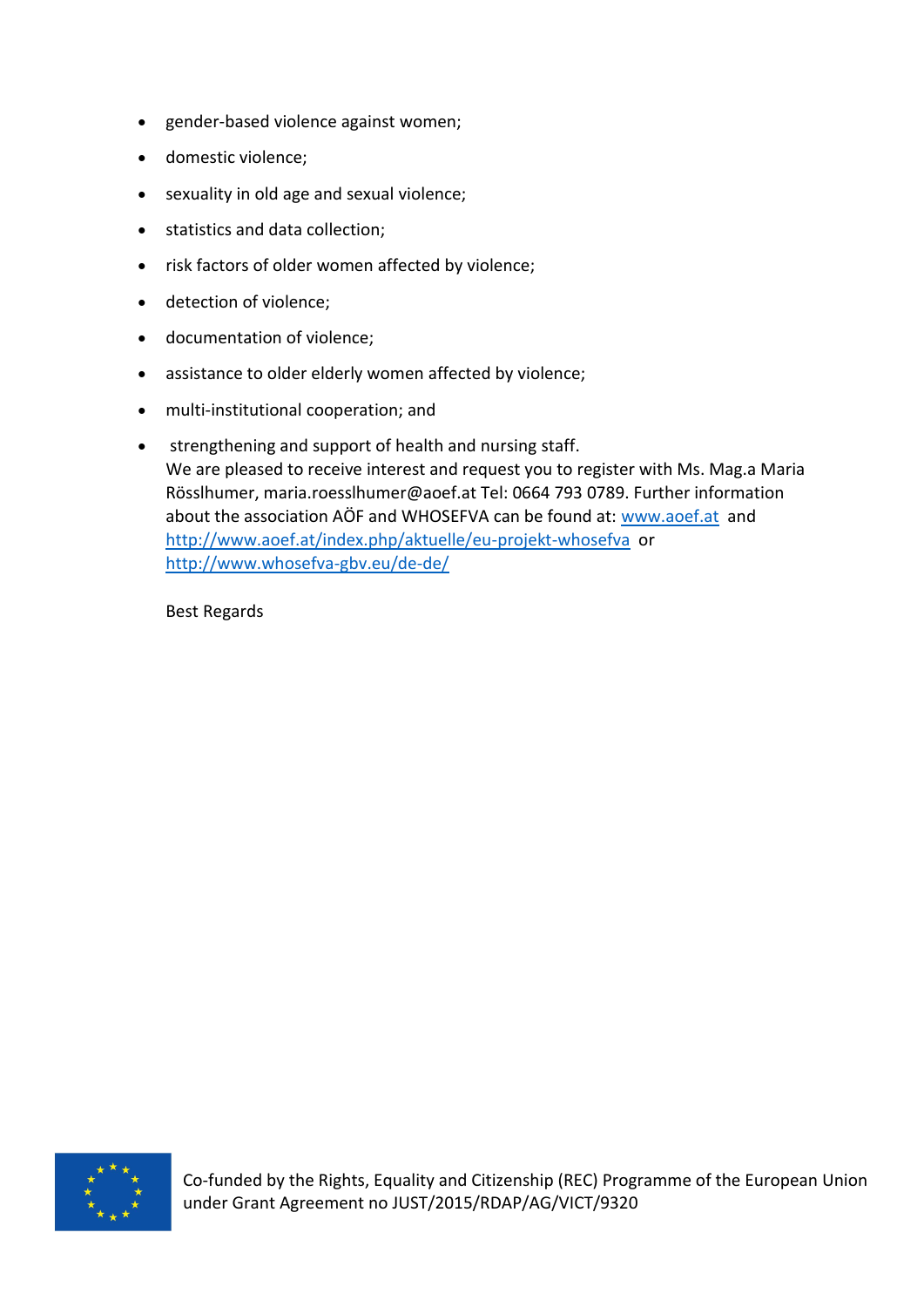- gender-based violence against women;
- domestic violence;
- sexuality in old age and sexual violence;
- statistics and data collection;
- risk factors of older women affected by violence;
- detection of violence;
- documentation of violence;
- assistance to older elderly women affected by violence;
- multi-institutional cooperation; and
- strengthening and support of health and nursing staff.
  We are pleased to receive interest and request you to register with Ms. Mag.a Maria Rösslhumer, maria.roesslhumer@aoef.at Tel: 0664 793 0789. Further information about the association AÖF and WHOSEFVA can be found at: www.aoef.at and http://www.aoef.at/index.php/aktuelle/eu-projekt-whosefva or http://www.whosefva-gbv.eu/de-de/

  Best Regards

Co-funded by the Rights, Equality and Citizenship (REC) Programme of the European Union under Grant Agreement no JUST/2015/RDAP/AG/VICT/9320